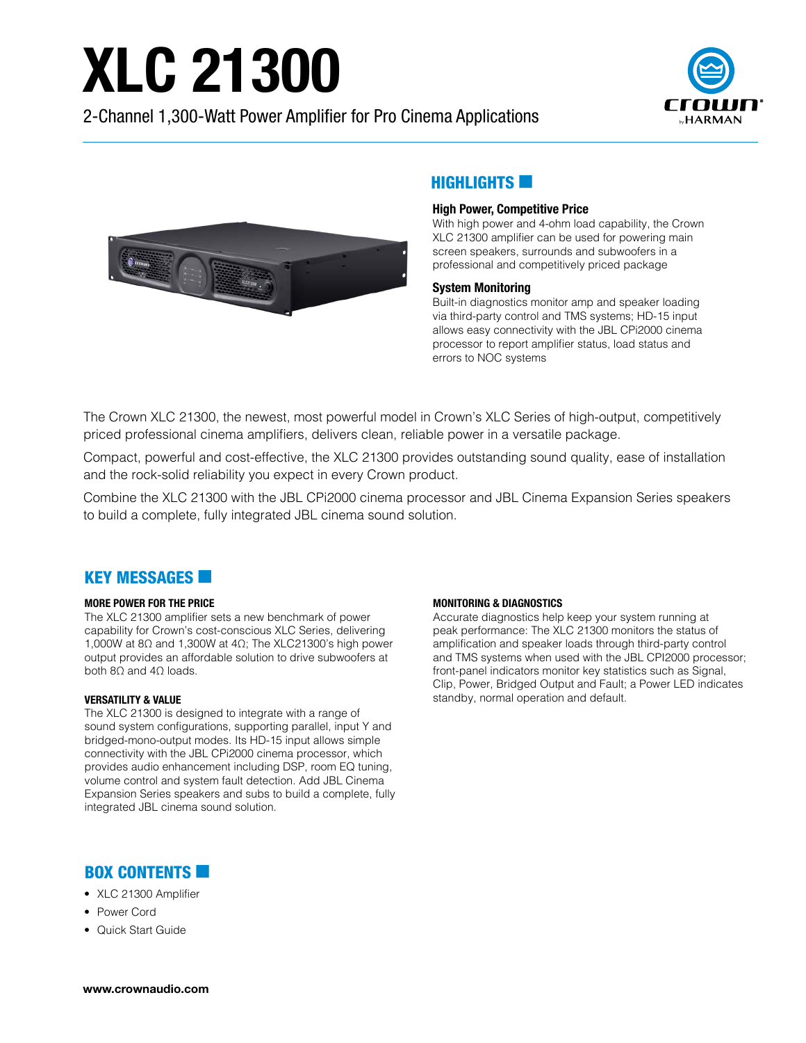# XLC 21300

2-Channel 1,300-Watt Power Amplifier for Pro Cinema Applications

## HIGHLIGHTS

**High Power, Competitive Price**

With high power and 4-ohm load capability, the Crown XLC 21300 amplifier can be used for powering main screen speakers, surrounds and subwoofers in a professional and competitively priced package

**System Monitoring**

Built-in diagnostics monitor amp and speaker loading via third-party control and TMS systems; HD-15 input allows easy connectivity with the JBL CPi2000 cinema processor to report amplifier status, load status and errors to NOC systems

The Crown XLC 21300, the newest, most powerful model in Crown's XLC Series of high-output, competitively priced professional cinema amplifiers, delivers clean, reliable power in a versatile package.

Compact, powerful and cost-effective, the XLC 21300 provides outstanding sound quality, ease of installation and the rock-solid reliability you expect in every Crown product.

Combine the XLC 21300 with the JBL CPi2000 cinema processor and JBL Cinema Expansion Series speakers to build a complete, fully integrated JBL cinema sound solution.

## KEY MESSAGES

**MORE POWER FOR THE PRICE**

The XLC 21300 amplifier sets a new benchmark of power capability for Crown's cost-conscious XLC Series, delivering 1,000W at 8Ω and 1,300W at 4Ω; The XLC21300's high power output provides an affordable solution to drive subwoofers at both 8Ω and 4Ω loads.

**VERSATILITY & VALUE**

The XLC 21300 is designed to integrate with a range of sound system configurations, supporting parallel, input Y and bridged-mono-output modes. Its HD-15 input allows simple connectivity with the JBL CPi2000 cinema processor, which provides audio enhancement including DSP, room EQ tuning, volume control and system fault detection. Add JBL Cinema Expansion Series speakers and subs to build a complete, fully integrated JBL cinema sound solution.

**MONITORING & DIAGNOSTICS**

Accurate diagnostics help keep your system running at peak performance: The XLC 21300 monitors the status of amplification and speaker loads through third-party control and TMS systems when used with the JBL CPI2000 processor; front-panel indicators monitor key statistics such as Signal, Clip, Power, Bridged Output and Fault; a Power LED indicates standby, normal operation and default.

## BOX CONTENTS

- XLC 21300 Amplifier
- Power Cord
- Quick Start Guide

**www.crownaudio.com**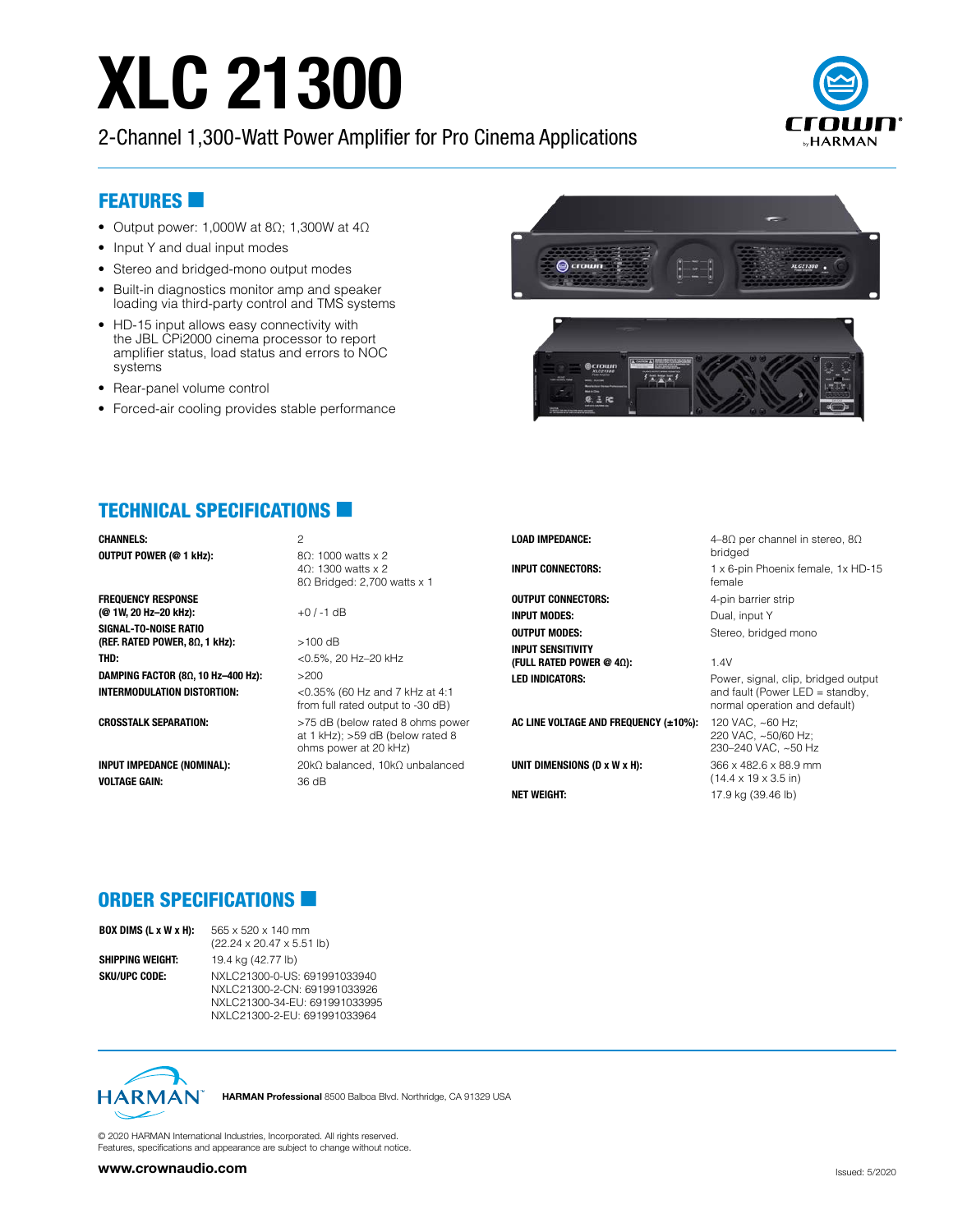# XLC 21300

2-Channel 1,300-Watt Power Amplifier for Pro Cinema Applications

## FEATURES

- Output power: 1,000W at 8Ω; 1,300W at 4Ω
- Input Y and dual input modes
- Stereo and bridged-mono output modes
- Built-in diagnostics monitor amp and speaker loading via third-party control and TMS systems
- HD-15 input allows easy connectivity with the JBL CPi2000 cinema processor to report amplifier status, load status and errors to NOC systems
- Rear-panel volume control
- Forced-air cooling provides stable performance

## TECHNICAL SPECIFICATIONS

| | |
|---|---|
| **CHANNELS:** | 2 |
| **OUTPUT POWER (@ 1 kHz):** | 8Ω: 1000 watts x 2<br>4Ω: 1300 watts x 2<br>8Ω Bridged: 2,700 watts x 1 |
| **FREQUENCY RESPONSE (@ 1W, 20 Hz–20 kHz):** | +0 / -1 dB |
| **SIGNAL-TO-NOISE RATIO (REF. RATED POWER, 8Ω, 1 kHz):** | >100 dB |
| **THD:** | <0.5%, 20 Hz–20 kHz |
| **DAMPING FACTOR (8Ω, 10 Hz–400 Hz):** | >200 |
| **INTERMODULATION DISTORTION:** | <0.35% (60 Hz and 7 kHz at 4:1 from full rated output to -30 dB) |
| **CROSSTALK SEPARATION:** | >75 dB (below rated 8 ohms power at 1 kHz); >59 dB (below rated 8 ohms power at 20 kHz) |
| **INPUT IMPEDANCE (NOMINAL):** | 20kΩ balanced, 10kΩ unbalanced |
| **VOLTAGE GAIN:** | 36 dB |
| **LOAD IMPEDANCE:** | 4–8Ω per channel in stereo, 8Ω bridged |
| **INPUT CONNECTORS:** | 1 x 6-pin Phoenix female, 1x HD-15 female |
| **OUTPUT CONNECTORS:** | 4-pin barrier strip |
| **INPUT MODES:** | Dual, input Y |
| **OUTPUT MODES:** | Stereo, bridged mono |
| **INPUT SENSITIVITY (FULL RATED POWER @ 4Ω):** | 1.4V |
| **LED INDICATORS:** | Power, signal, clip, bridged output and fault (Power LED = standby, normal operation and default) |
| **AC LINE VOLTAGE AND FREQUENCY (±10%):** | 120 VAC, ~60 Hz;<br>220 VAC, ~50/60 Hz;<br>230–240 VAC, ~50 Hz |
| **UNIT DIMENSIONS (D x W x H):** | 366 x 482.6 x 88.9 mm (14.4 x 19 x 3.5 in) |
| **NET WEIGHT:** | 17.9 kg (39.46 lb) |

## ORDER SPECIFICATIONS

| | |
|---|---|
| **BOX DIMS (L x W x H):** | 565 x 520 x 140 mm (22.24 x 20.47 x 5.51 lb) |
| **SHIPPING WEIGHT:** | 19.4 kg (42.77 lb) |
| **SKU/UPC CODE:** | NXLC21300-0-US: 691991033940<br>NXLC21300-2-CN: 691991033926<br>NXLC21300-34-EU: 691991033995<br>NXLC21300-2-EU: 691991033964 |

**HARMAN Professional** 8500 Balboa Blvd. Northridge, CA 91329 USA

© 2020 HARMAN International Industries, Incorporated. All rights reserved.
Features, specifications and appearance are subject to change without notice.

**www.crownaudio.com**

Issued: 5/2020